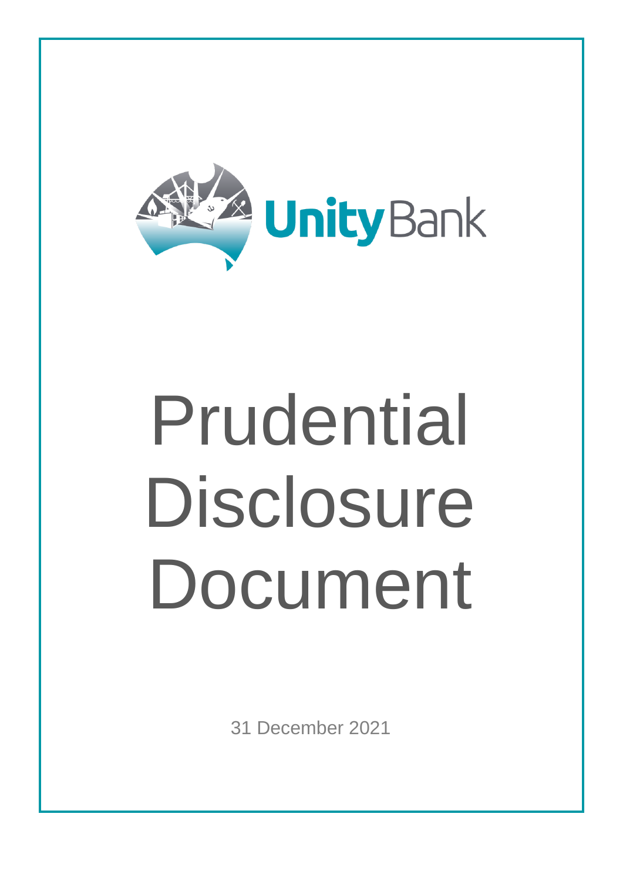UnityBank

# Prudential Disclosure Document

31 December 2021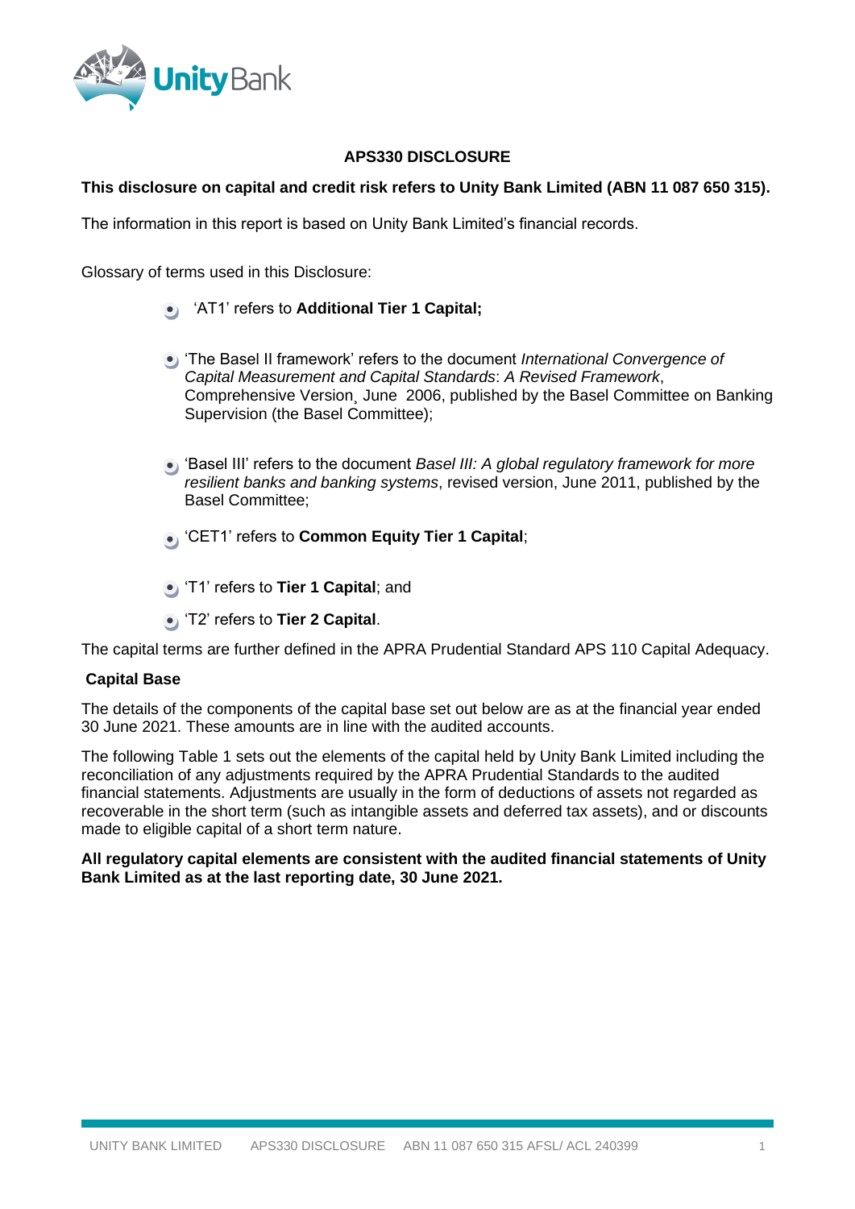## APS330 DISCLOSURE

**This disclosure on capital and credit risk refers to Unity Bank Limited (ABN 11 087 650 315).**

The information in this report is based on Unity Bank Limited's financial records.

Glossary of terms used in this Disclosure:

- 'AT1' refers to **Additional Tier 1 Capital;**
- 'The Basel II framework' refers to the document *International Convergence of Capital Measurement and Capital Standards*: *A Revised Framework*, Comprehensive Version¸ June 2006, published by the Basel Committee on Banking Supervision (the Basel Committee);
- 'Basel III' refers to the document *Basel III: A global regulatory framework for more resilient banks and banking systems*, revised version, June 2011, published by the Basel Committee;
- 'CET1' refers to **Common Equity Tier 1 Capital**;
- 'T1' refers to **Tier 1 Capital**; and
- 'T2' refers to **Tier 2 Capital**.

The capital terms are further defined in the APRA Prudential Standard APS 110 Capital Adequacy.

### Capital Base

The details of the components of the capital base set out below are as at the financial year ended 30 June 2021. These amounts are in line with the audited accounts.

The following Table 1 sets out the elements of the capital held by Unity Bank Limited including the reconciliation of any adjustments required by the APRA Prudential Standards to the audited financial statements. Adjustments are usually in the form of deductions of assets not regarded as recoverable in the short term (such as intangible assets and deferred tax assets), and or discounts made to eligible capital of a short term nature.

**All regulatory capital elements are consistent with the audited financial statements of Unity Bank Limited as at the last reporting date, 30 June 2021.**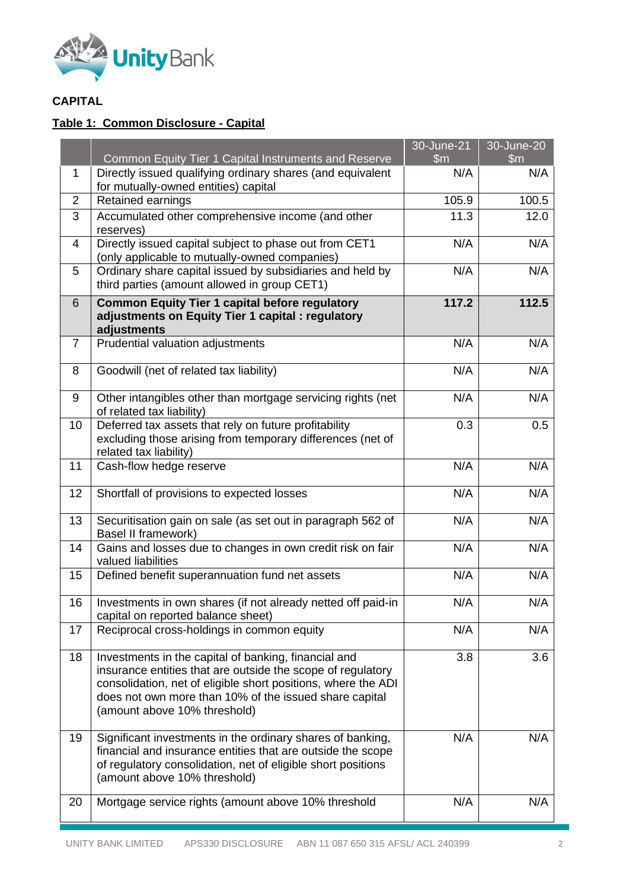**CAPITAL**

**Table 1: Common Disclosure - Capital**

| | Common Equity Tier 1 Capital Instruments and Reserve | 30-June-21 $m | 30-June-20 $m |
|---|---|---|---|
| 1 | Directly issued qualifying ordinary shares (and equivalent for mutually-owned entities) capital | N/A | N/A |
| 2 | Retained earnings | 105.9 | 100.5 |
| 3 | Accumulated other comprehensive income (and other reserves) | 11.3 | 12.0 |
| 4 | Directly issued capital subject to phase out from CET1 (only applicable to mutually-owned companies) | N/A | N/A |
| 5 | Ordinary share capital issued by subsidiaries and held by third parties (amount allowed in group CET1) | N/A | N/A |
| 6 | **Common Equity Tier 1 capital before regulatory adjustments on Equity Tier 1 capital : regulatory adjustments** | **117.2** | **112.5** |
| 7 | Prudential valuation adjustments | N/A | N/A |
| 8 | Goodwill (net of related tax liability) | N/A | N/A |
| 9 | Other intangibles other than mortgage servicing rights (net of related tax liability) | N/A | N/A |
| 10 | Deferred tax assets that rely on future profitability excluding those arising from temporary differences (net of related tax liability) | 0.3 | 0.5 |
| 11 | Cash-flow hedge reserve | N/A | N/A |
| 12 | Shortfall of provisions to expected losses | N/A | N/A |
| 13 | Securitisation gain on sale (as set out in paragraph 562 of Basel II framework) | N/A | N/A |
| 14 | Gains and losses due to changes in own credit risk on fair valued liabilities | N/A | N/A |
| 15 | Defined benefit superannuation fund net assets | N/A | N/A |
| 16 | Investments in own shares (if not already netted off paid-in capital on reported balance sheet) | N/A | N/A |
| 17 | Reciprocal cross-holdings in common equity | N/A | N/A |
| 18 | Investments in the capital of banking, financial and insurance entities that are outside the scope of regulatory consolidation, net of eligible short positions, where the ADI does not own more than 10% of the issued share capital (amount above 10% threshold) | 3.8 | 3.6 |
| 19 | Significant investments in the ordinary shares of banking, financial and insurance entities that are outside the scope of regulatory consolidation, net of eligible short positions (amount above 10% threshold) | N/A | N/A |
| 20 | Mortgage service rights (amount above 10% threshold | N/A | N/A |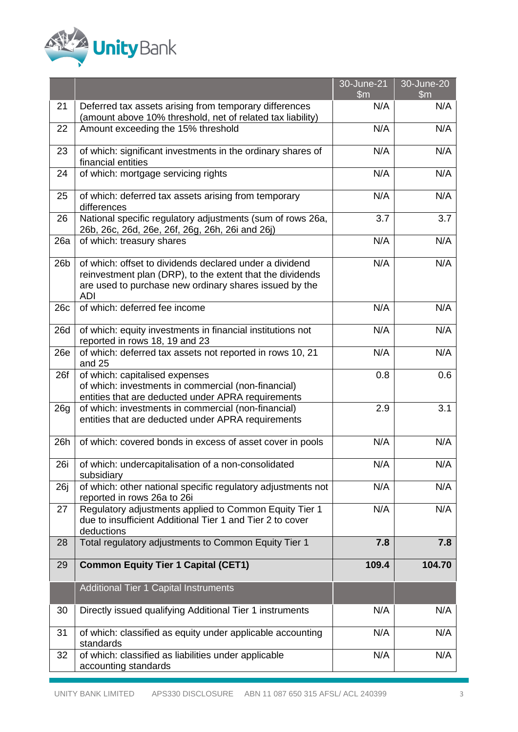| | | 30-June-21 $m | 30-June-20 $m |
|---|---|---|---|
| 21 | Deferred tax assets arising from temporary differences (amount above 10% threshold, net of related tax liability) | N/A | N/A |
| 22 | Amount exceeding the 15% threshold | N/A | N/A |
| 23 | of which: significant investments in the ordinary shares of financial entities | N/A | N/A |
| 24 | of which: mortgage servicing rights | N/A | N/A |
| 25 | of which: deferred tax assets arising from temporary differences | N/A | N/A |
| 26 | National specific regulatory adjustments (sum of rows 26a, 26b, 26c, 26d, 26e, 26f, 26g, 26h, 26i and 26j) | 3.7 | 3.7 |
| 26a | of which: treasury shares | N/A | N/A |
| 26b | of which: offset to dividends declared under a dividend reinvestment plan (DRP), to the extent that the dividends are used to purchase new ordinary shares issued by the ADI | N/A | N/A |
| 26c | of which: deferred fee income | N/A | N/A |
| 26d | of which: equity investments in financial institutions not reported in rows 18, 19 and 23 | N/A | N/A |
| 26e | of which: deferred tax assets not reported in rows 10, 21 and 25 | N/A | N/A |
| 26f | of which: capitalised expenses<br>of which: investments in commercial (non-financial) entities that are deducted under APRA requirements | 0.8 | 0.6 |
| 26g | of which: investments in commercial (non-financial) entities that are deducted under APRA requirements | 2.9 | 3.1 |
| 26h | of which: covered bonds in excess of asset cover in pools | N/A | N/A |
| 26i | of which: undercapitalisation of a non-consolidated subsidiary | N/A | N/A |
| 26j | of which: other national specific regulatory adjustments not reported in rows 26a to 26i | N/A | N/A |
| 27 | Regulatory adjustments applied to Common Equity Tier 1 due to insufficient Additional Tier 1 and Tier 2 to cover deductions | N/A | N/A |
| 28 | Total regulatory adjustments to Common Equity Tier 1 | **7.8** | **7.8** |
| 29 | **Common Equity Tier 1 Capital (CET1)** | **109.4** | **104.70** |
| | Additional Tier 1 Capital Instruments | | |
| 30 | Directly issued qualifying Additional Tier 1 instruments | N/A | N/A |
| 31 | of which: classified as equity under applicable accounting standards | N/A | N/A |
| 32 | of which: classified as liabilities under applicable accounting standards | N/A | N/A |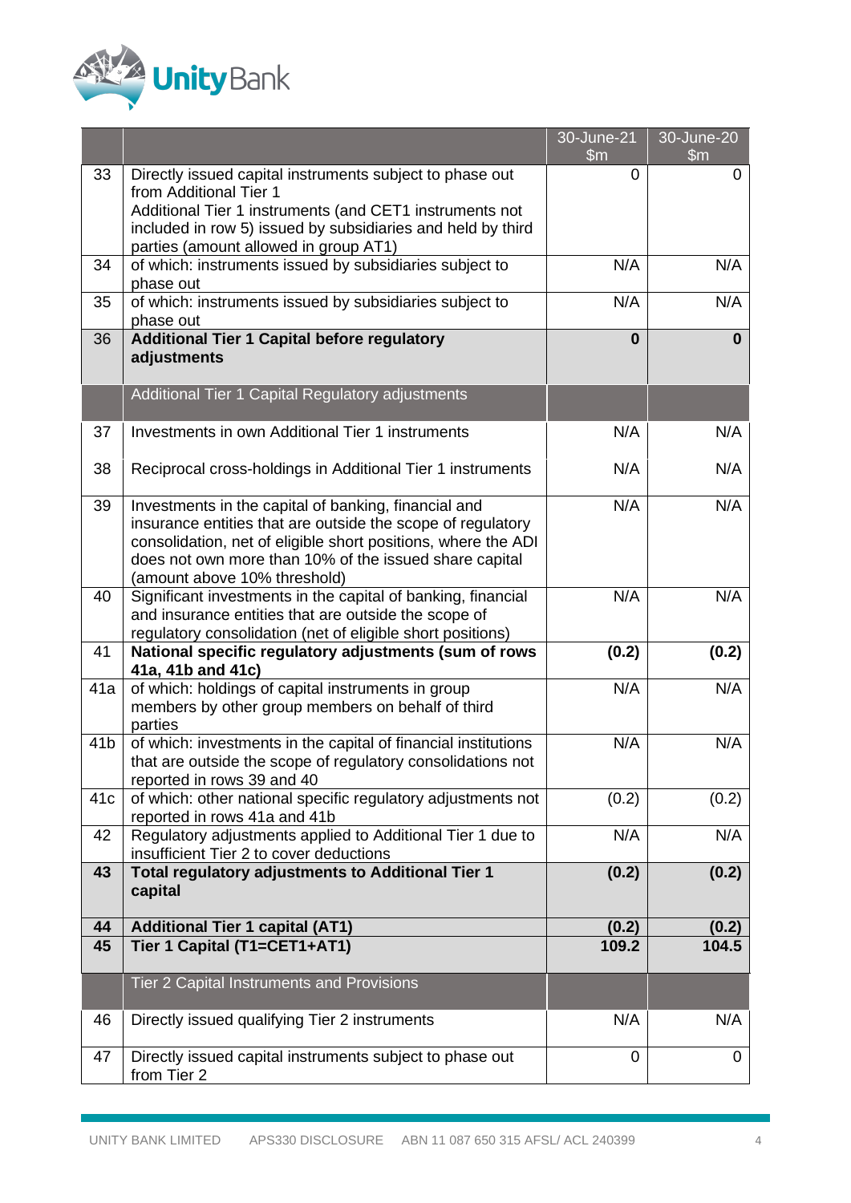| | | 30-June-21 $m | 30-June-20 $m |
|---|---|---|---|
| 33 | Directly issued capital instruments subject to phase out from Additional Tier 1 Additional Tier 1 instruments (and CET1 instruments not included in row 5) issued by subsidiaries and held by third parties (amount allowed in group AT1) | 0 | 0 |
| 34 | of which: instruments issued by subsidiaries subject to phase out | N/A | N/A |
| 35 | of which: instruments issued by subsidiaries subject to phase out | N/A | N/A |
| 36 | **Additional Tier 1 Capital before regulatory adjustments** | **0** | **0** |
| | Additional Tier 1 Capital Regulatory adjustments | | |
| 37 | Investments in own Additional Tier 1 instruments | N/A | N/A |
| 38 | Reciprocal cross-holdings in Additional Tier 1 instruments | N/A | N/A |
| 39 | Investments in the capital of banking, financial and insurance entities that are outside the scope of regulatory consolidation, net of eligible short positions, where the ADI does not own more than 10% of the issued share capital (amount above 10% threshold) | N/A | N/A |
| 40 | Significant investments in the capital of banking, financial and insurance entities that are outside the scope of regulatory consolidation (net of eligible short positions) | N/A | N/A |
| 41 | **National specific regulatory adjustments (sum of rows 41a, 41b and 41c)** | **(0.2)** | **(0.2)** |
| 41a | of which: holdings of capital instruments in group members by other group members on behalf of third parties | N/A | N/A |
| 41b | of which: investments in the capital of financial institutions that are outside the scope of regulatory consolidations not reported in rows 39 and 40 | N/A | N/A |
| 41c | of which: other national specific regulatory adjustments not reported in rows 41a and 41b | (0.2) | (0.2) |
| 42 | Regulatory adjustments applied to Additional Tier 1 due to insufficient Tier 2 to cover deductions | N/A | N/A |
| **43** | **Total regulatory adjustments to Additional Tier 1 capital** | **(0.2)** | **(0.2)** |
| **44** | **Additional Tier 1 capital (AT1)** | **(0.2)** | **(0.2)** |
| **45** | **Tier 1 Capital (T1=CET1+AT1)** | **109.2** | **104.5** |
| | Tier 2 Capital Instruments and Provisions | | |
| 46 | Directly issued qualifying Tier 2 instruments | N/A | N/A |
| 47 | Directly issued capital instruments subject to phase out from Tier 2 | 0 | 0 |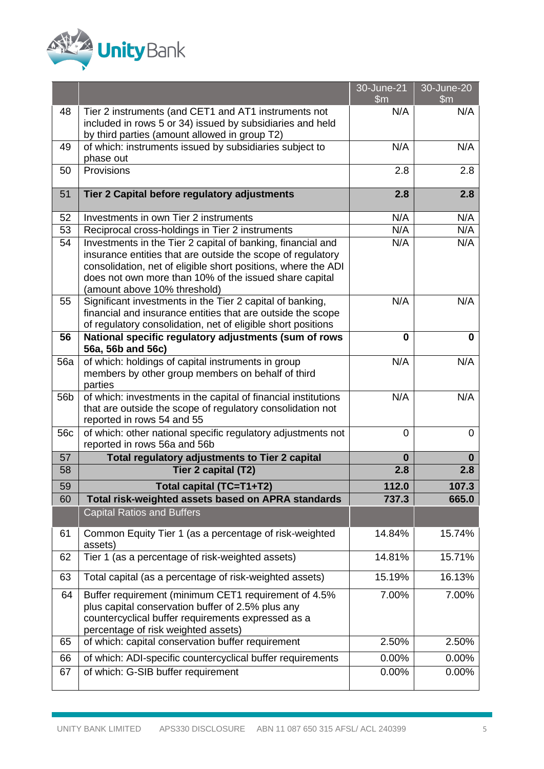| | | 30-June-21 $m | 30-June-20 $m |
|---|---|---|---|
| 48 | Tier 2 instruments (and CET1 and AT1 instruments not included in rows 5 or 34) issued by subsidiaries and held by third parties (amount allowed in group T2) | N/A | N/A |
| 49 | of which: instruments issued by subsidiaries subject to phase out | N/A | N/A |
| 50 | Provisions | 2.8 | 2.8 |
| 51 | **Tier 2 Capital before regulatory adjustments** | **2.8** | **2.8** |
| 52 | Investments in own Tier 2 instruments | N/A | N/A |
| 53 | Reciprocal cross-holdings in Tier 2 instruments | N/A | N/A |
| 54 | Investments in the Tier 2 capital of banking, financial and insurance entities that are outside the scope of regulatory consolidation, net of eligible short positions, where the ADI does not own more than 10% of the issued share capital (amount above 10% threshold) | N/A | N/A |
| 55 | Significant investments in the Tier 2 capital of banking, financial and insurance entities that are outside the scope of regulatory consolidation, net of eligible short positions | N/A | N/A |
| **56** | **National specific regulatory adjustments (sum of rows 56a, 56b and 56c)** | **0** | **0** |
| 56a | of which: holdings of capital instruments in group members by other group members on behalf of third parties | N/A | N/A |
| 56b | of which: investments in the capital of financial institutions that are outside the scope of regulatory consolidation not reported in rows 54 and 55 | N/A | N/A |
| 56c | of which: other national specific regulatory adjustments not reported in rows 56a and 56b | 0 | 0 |
| 57 | **Total regulatory adjustments to Tier 2 capital** | **0** | **0** |
| 58 | **Tier 2 capital (T2)** | **2.8** | **2.8** |
| 59 | **Total capital (TC=T1+T2)** | **112.0** | **107.3** |
| 60 | **Total risk-weighted assets based on APRA standards** | **737.3** | **665.0** |
| | Capital Ratios and Buffers | | |
| 61 | Common Equity Tier 1 (as a percentage of risk-weighted assets) | 14.84% | 15.74% |
| 62 | Tier 1 (as a percentage of risk-weighted assets) | 14.81% | 15.71% |
| 63 | Total capital (as a percentage of risk-weighted assets) | 15.19% | 16.13% |
| 64 | Buffer requirement (minimum CET1 requirement of 4.5% plus capital conservation buffer of 2.5% plus any countercyclical buffer requirements expressed as a percentage of risk weighted assets) | 7.00% | 7.00% |
| 65 | of which: capital conservation buffer requirement | 2.50% | 2.50% |
| 66 | of which: ADI-specific countercyclical buffer requirements | 0.00% | 0.00% |
| 67 | of which: G-SIB buffer requirement | 0.00% | 0.00% |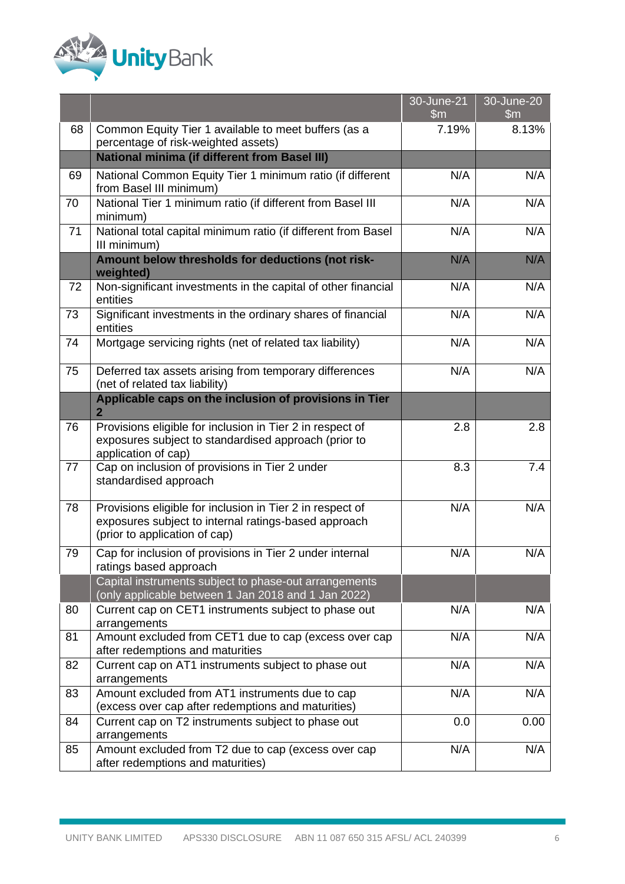| | | 30-June-21 $m | 30-June-20 $m |
|---|---|---|---|
| 68 | Common Equity Tier 1 available to meet buffers (as a percentage of risk-weighted assets) | 7.19% | 8.13% |
| | **National minima (if different from Basel III)** | | |
| 69 | National Common Equity Tier 1 minimum ratio (if different from Basel III minimum) | N/A | N/A |
| 70 | National Tier 1 minimum ratio (if different from Basel III minimum) | N/A | N/A |
| 71 | National total capital minimum ratio (if different from Basel III minimum) | N/A | N/A |
| | **Amount below thresholds for deductions (not risk-weighted)** | N/A | N/A |
| 72 | Non-significant investments in the capital of other financial entities | N/A | N/A |
| 73 | Significant investments in the ordinary shares of financial entities | N/A | N/A |
| 74 | Mortgage servicing rights (net of related tax liability) | N/A | N/A |
| 75 | Deferred tax assets arising from temporary differences (net of related tax liability) | N/A | N/A |
| | **Applicable caps on the inclusion of provisions in Tier 2** | | |
| 76 | Provisions eligible for inclusion in Tier 2 in respect of exposures subject to standardised approach (prior to application of cap) | 2.8 | 2.8 |
| 77 | Cap on inclusion of provisions in Tier 2 under standardised approach | 8.3 | 7.4 |
| 78 | Provisions eligible for inclusion in Tier 2 in respect of exposures subject to internal ratings-based approach (prior to application of cap) | N/A | N/A |
| 79 | Cap for inclusion of provisions in Tier 2 under internal ratings based approach | N/A | N/A |
| | Capital instruments subject to phase-out arrangements (only applicable between 1 Jan 2018 and 1 Jan 2022) | | |
| 80 | Current cap on CET1 instruments subject to phase out arrangements | N/A | N/A |
| 81 | Amount excluded from CET1 due to cap (excess over cap after redemptions and maturities | N/A | N/A |
| 82 | Current cap on AT1 instruments subject to phase out arrangements | N/A | N/A |
| 83 | Amount excluded from AT1 instruments due to cap (excess over cap after redemptions and maturities) | N/A | N/A |
| 84 | Current cap on T2 instruments subject to phase out arrangements | 0.0 | 0.00 |
| 85 | Amount excluded from T2 due to cap (excess over cap after redemptions and maturities) | N/A | N/A |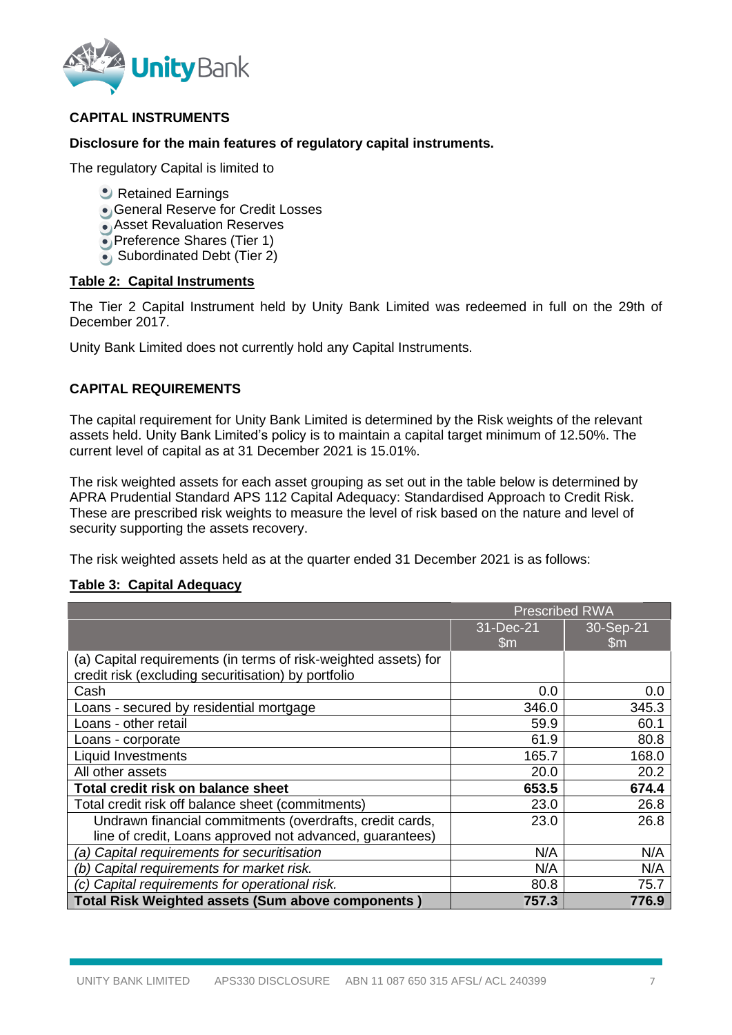## CAPITAL INSTRUMENTS

**Disclosure for the main features of regulatory capital instruments.**

The regulatory Capital is limited to

- Retained Earnings
- General Reserve for Credit Losses
- Asset Revaluation Reserves
- Preference Shares (Tier 1)
- Subordinated Debt (Tier 2)

**Table 2: Capital Instruments**

The Tier 2 Capital Instrument held by Unity Bank Limited was redeemed in full on the 29th of December 2017.

Unity Bank Limited does not currently hold any Capital Instruments.

## CAPITAL REQUIREMENTS

The capital requirement for Unity Bank Limited is determined by the Risk weights of the relevant assets held. Unity Bank Limited's policy is to maintain a capital target minimum of 12.50%. The current level of capital as at 31 December 2021 is 15.01%.

The risk weighted assets for each asset grouping as set out in the table below is determined by APRA Prudential Standard APS 112 Capital Adequacy: Standardised Approach to Credit Risk. These are prescribed risk weights to measure the level of risk based on the nature and level of security supporting the assets recovery.

The risk weighted assets held as at the quarter ended 31 December 2021 is as follows:

**Table 3: Capital Adequacy**

| | Prescribed RWA | |
|---|---|---|
| | 31-Dec-21 $m | 30-Sep-21 $m |
| (a) Capital requirements (in terms of risk-weighted assets) for credit risk (excluding securitisation) by portfolio | | |
| Cash | 0.0 | 0.0 |
| Loans - secured by residential mortgage | 346.0 | 345.3 |
| Loans - other retail | 59.9 | 60.1 |
| Loans - corporate | 61.9 | 80.8 |
| Liquid Investments | 165.7 | 168.0 |
| All other assets | 20.0 | 20.2 |
| **Total credit risk on balance sheet** | **653.5** | **674.4** |
| Total credit risk off balance sheet (commitments) | 23.0 | 26.8 |
| Undrawn financial commitments (overdrafts, credit cards, line of credit, Loans approved not advanced, guarantees) | 23.0 | 26.8 |
| *(a) Capital requirements for securitisation* | N/A | N/A |
| *(b) Capital requirements for market risk.* | N/A | N/A |
| *(c) Capital requirements for operational risk.* | 80.8 | 75.7 |
| **Total Risk Weighted assets (Sum above components )** | **757.3** | **776.9** |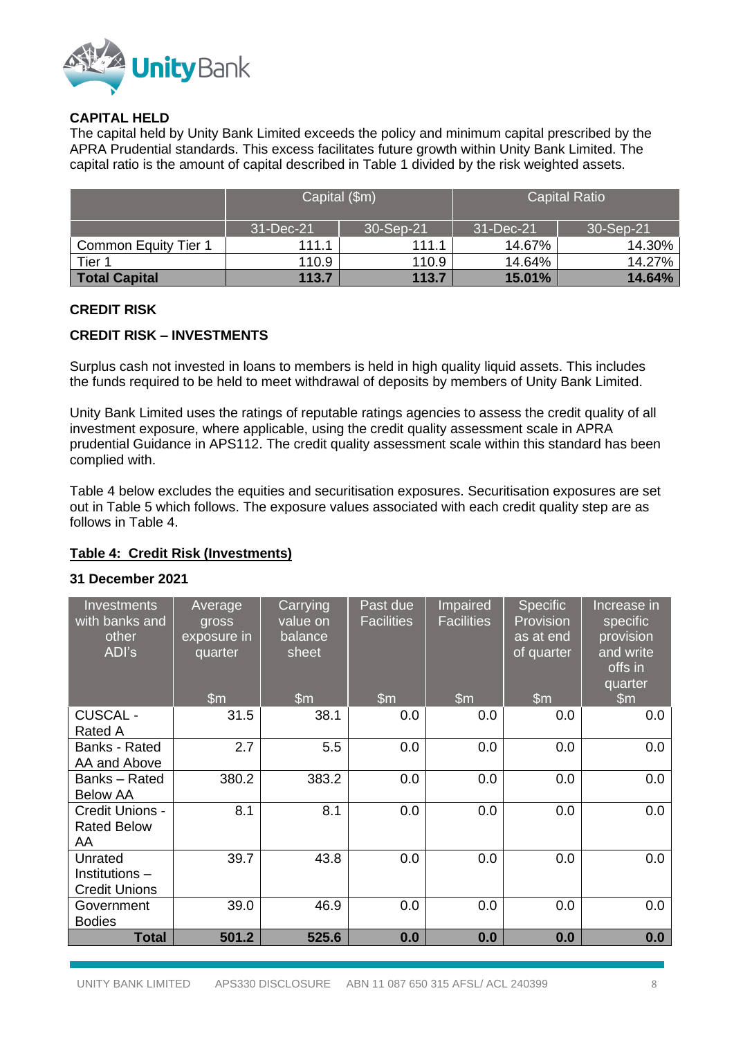## CAPITAL HELD

The capital held by Unity Bank Limited exceeds the policy and minimum capital prescribed by the APRA Prudential standards. This excess facilitates future growth within Unity Bank Limited. The capital ratio is the amount of capital described in Table 1 divided by the risk weighted assets.

| | Capital ($m) | | Capital Ratio | |
|---|---|---|---|---|
| | 31-Dec-21 | 30-Sep-21 | 31-Dec-21 | 30-Sep-21 |
| Common Equity Tier 1 | 111.1 | 111.1 | 14.67% | 14.30% |
| Tier 1 | 110.9 | 110.9 | 14.64% | 14.27% |
| **Total Capital** | **113.7** | **113.7** | **15.01%** | **14.64%** |

## CREDIT RISK

### CREDIT RISK – INVESTMENTS

Surplus cash not invested in loans to members is held in high quality liquid assets. This includes the funds required to be held to meet withdrawal of deposits by members of Unity Bank Limited.

Unity Bank Limited uses the ratings of reputable ratings agencies to assess the credit quality of all investment exposure, where applicable, using the credit quality assessment scale in APRA prudential Guidance in APS112. The credit quality assessment scale within this standard has been complied with.

Table 4 below excludes the equities and securitisation exposures. Securitisation exposures are set out in Table 5 which follows. The exposure values associated with each credit quality step are as follows in Table 4.

**Table 4: Credit Risk (Investments)**

**31 December 2021**

| Investments with banks and other ADI's | Average gross exposure in quarter $m | Carrying value on balance sheet $m | Past due Facilities $m | Impaired Facilities $m | Specific Provision as at end of quarter $m | Increase in specific provision and write offs in quarter $m |
|---|---|---|---|---|---|---|
| CUSCAL - Rated A | 31.5 | 38.1 | 0.0 | 0.0 | 0.0 | 0.0 |
| Banks - Rated AA and Above | 2.7 | 5.5 | 0.0 | 0.0 | 0.0 | 0.0 |
| Banks – Rated Below AA | 380.2 | 383.2 | 0.0 | 0.0 | 0.0 | 0.0 |
| Credit Unions - Rated Below AA | 8.1 | 8.1 | 0.0 | 0.0 | 0.0 | 0.0 |
| Unrated Institutions – Credit Unions | 39.7 | 43.8 | 0.0 | 0.0 | 0.0 | 0.0 |
| Government Bodies | 39.0 | 46.9 | 0.0 | 0.0 | 0.0 | 0.0 |
| **Total** | **501.2** | **525.6** | **0.0** | **0.0** | **0.0** | **0.0** |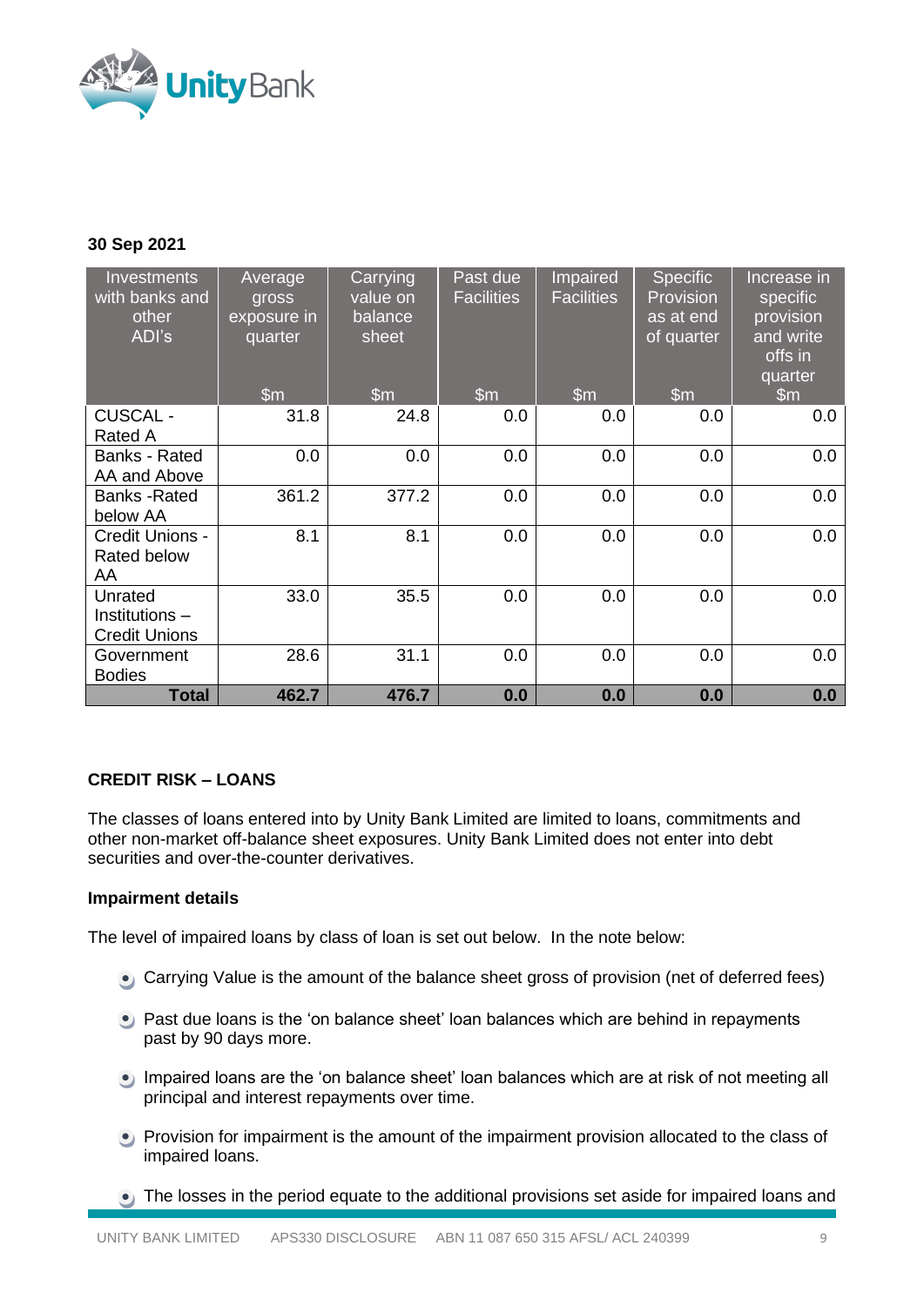**30 Sep 2021**

| Investments with banks and other ADI's | Average gross exposure in quarter $m | Carrying value on balance sheet $m | Past due Facilities $m | Impaired Facilities $m | Specific Provision as at end of quarter $m | Increase in specific provision and write offs in quarter $m |
|---|---|---|---|---|---|---|
| CUSCAL - Rated A | 31.8 | 24.8 | 0.0 | 0.0 | 0.0 | 0.0 |
| Banks - Rated AA and Above | 0.0 | 0.0 | 0.0 | 0.0 | 0.0 | 0.0 |
| Banks -Rated below AA | 361.2 | 377.2 | 0.0 | 0.0 | 0.0 | 0.0 |
| Credit Unions - Rated below AA | 8.1 | 8.1 | 0.0 | 0.0 | 0.0 | 0.0 |
| Unrated Institutions – Credit Unions | 33.0 | 35.5 | 0.0 | 0.0 | 0.0 | 0.0 |
| Government Bodies | 28.6 | 31.1 | 0.0 | 0.0 | 0.0 | 0.0 |
| **Total** | **462.7** | **476.7** | **0.0** | **0.0** | **0.0** | **0.0** |

**CREDIT RISK – LOANS**

The classes of loans entered into by Unity Bank Limited are limited to loans, commitments and other non-market off-balance sheet exposures. Unity Bank Limited does not enter into debt securities and over-the-counter derivatives.

**Impairment details**

The level of impaired loans by class of loan is set out below. In the note below:

- Carrying Value is the amount of the balance sheet gross of provision (net of deferred fees)
- Past due loans is the 'on balance sheet' loan balances which are behind in repayments past by 90 days more.
- Impaired loans are the 'on balance sheet' loan balances which are at risk of not meeting all principal and interest repayments over time.
- Provision for impairment is the amount of the impairment provision allocated to the class of impaired loans.
- The losses in the period equate to the additional provisions set aside for impaired loans and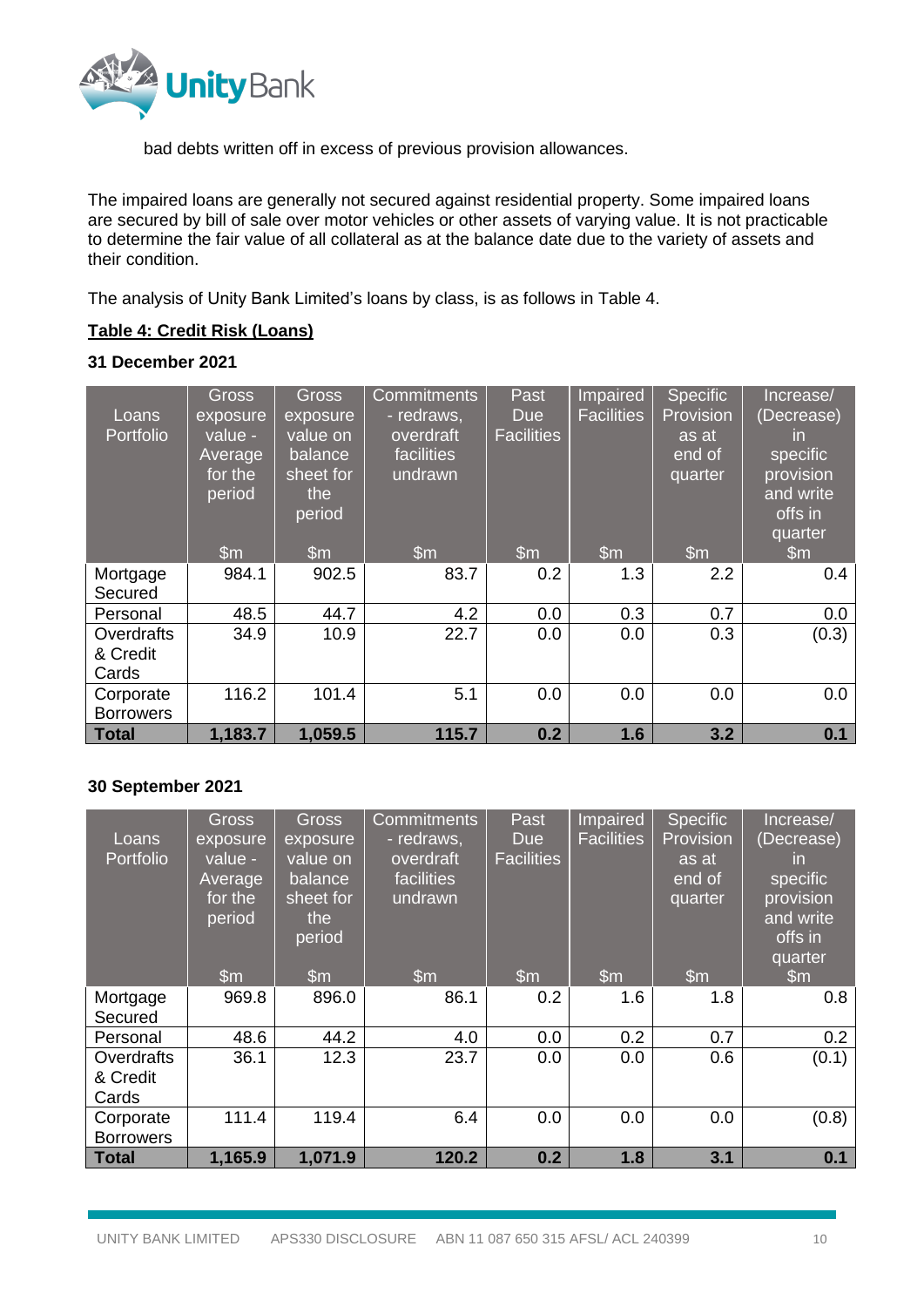bad debts written off in excess of previous provision allowances.

The impaired loans are generally not secured against residential property. Some impaired loans are secured by bill of sale over motor vehicles or other assets of varying value. It is not practicable to determine the fair value of all collateral as at the balance date due to the variety of assets and their condition.

The analysis of Unity Bank Limited's loans by class, is as follows in Table 4.

**Table 4: Credit Risk (Loans)**

**31 December 2021**

| Loans Portfolio | Gross exposure value - Average for the period $m | Gross exposure value on balance sheet for the period $m | Commitments - redraws, overdraft facilities undrawn $m | Past Due Facilities $m | Impaired Facilities $m | Specific Provision as at end of quarter $m | Increase/ (Decrease) in specific provision and write offs in quarter $m |
|---|---|---|---|---|---|---|---|
| Mortgage Secured | 984.1 | 902.5 | 83.7 | 0.2 | 1.3 | 2.2 | 0.4 |
| Personal | 48.5 | 44.7 | 4.2 | 0.0 | 0.3 | 0.7 | 0.0 |
| Overdrafts & Credit Cards | 34.9 | 10.9 | 22.7 | 0.0 | 0.0 | 0.3 | (0.3) |
| Corporate Borrowers | 116.2 | 101.4 | 5.1 | 0.0 | 0.0 | 0.0 | 0.0 |
| **Total** | **1,183.7** | **1,059.5** | **115.7** | **0.2** | **1.6** | **3.2** | **0.1** |

**30 September 2021**

| Loans Portfolio | Gross exposure value - Average for the period $m | Gross exposure value on balance sheet for the period $m | Commitments - redraws, overdraft facilities undrawn $m | Past Due Facilities $m | Impaired Facilities $m | Specific Provision as at end of quarter $m | Increase/ (Decrease) in specific provision and write offs in quarter $m |
|---|---|---|---|---|---|---|---|
| Mortgage Secured | 969.8 | 896.0 | 86.1 | 0.2 | 1.6 | 1.8 | 0.8 |
| Personal | 48.6 | 44.2 | 4.0 | 0.0 | 0.2 | 0.7 | 0.2 |
| Overdrafts & Credit Cards | 36.1 | 12.3 | 23.7 | 0.0 | 0.0 | 0.6 | (0.1) |
| Corporate Borrowers | 111.4 | 119.4 | 6.4 | 0.0 | 0.0 | 0.0 | (0.8) |
| **Total** | **1,165.9** | **1,071.9** | **120.2** | **0.2** | **1.8** | **3.1** | **0.1** |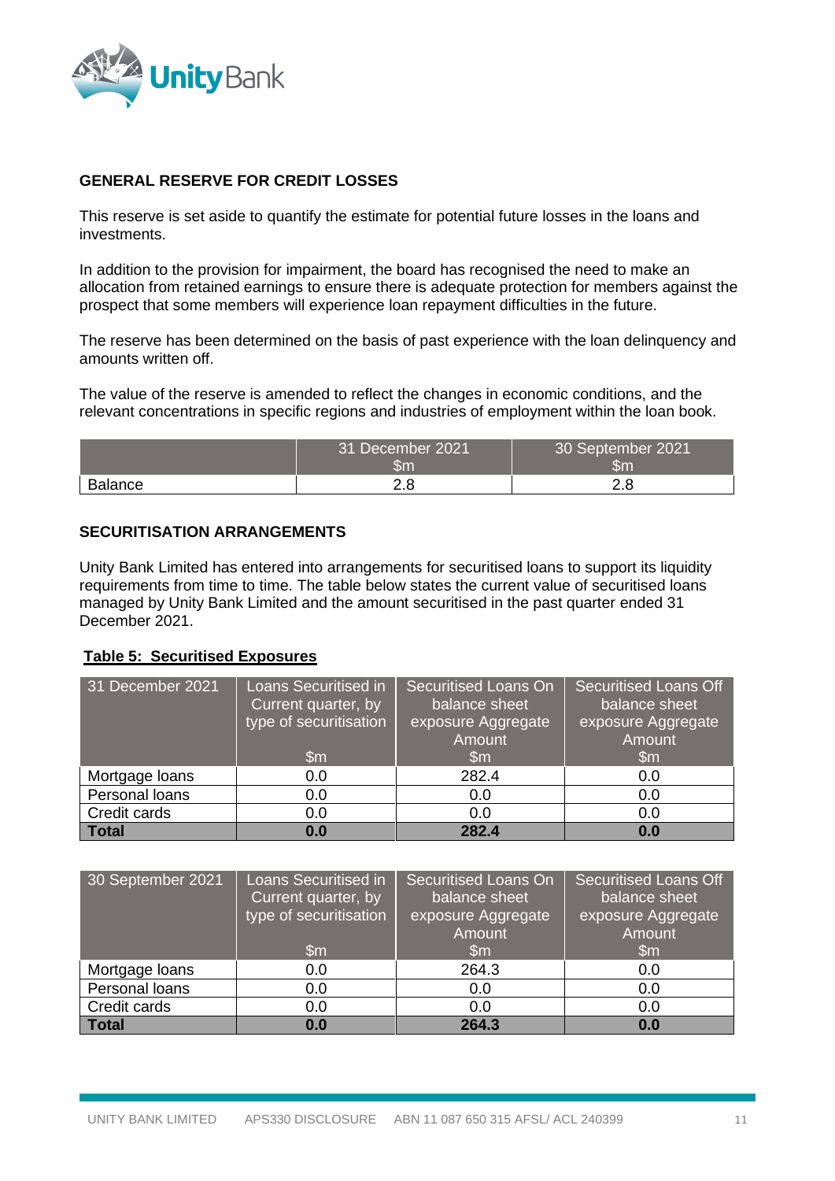## GENERAL RESERVE FOR CREDIT LOSSES

This reserve is set aside to quantify the estimate for potential future losses in the loans and investments.

In addition to the provision for impairment, the board has recognised the need to make an allocation from retained earnings to ensure there is adequate protection for members against the prospect that some members will experience loan repayment difficulties in the future.

The reserve has been determined on the basis of past experience with the loan delinquency and amounts written off.

The value of the reserve is amended to reflect the changes in economic conditions, and the relevant concentrations in specific regions and industries of employment within the loan book.

| | 31 December 2021 $m | 30 September 2021 $m |
|---|---|---|
| Balance | 2.8 | 2.8 |

## SECURITISATION ARRANGEMENTS

Unity Bank Limited has entered into arrangements for securitised loans to support its liquidity requirements from time to time. The table below states the current value of securitised loans managed by Unity Bank Limited and the amount securitised in the past quarter ended 31 December 2021.

**Table 5: Securitised Exposures**

| 31 December 2021 | Loans Securitised in Current quarter, by type of securitisation $m | Securitised Loans On balance sheet exposure Aggregate Amount $m | Securitised Loans Off balance sheet exposure Aggregate Amount $m |
|---|---|---|---|
| Mortgage loans | 0.0 | 282.4 | 0.0 |
| Personal loans | 0.0 | 0.0 | 0.0 |
| Credit cards | 0.0 | 0.0 | 0.0 |
| **Total** | **0.0** | **282.4** | **0.0** |

| 30 September 2021 | Loans Securitised in Current quarter, by type of securitisation $m | Securitised Loans On balance sheet exposure Aggregate Amount $m | Securitised Loans Off balance sheet exposure Aggregate Amount $m |
|---|---|---|---|
| Mortgage loans | 0.0 | 264.3 | 0.0 |
| Personal loans | 0.0 | 0.0 | 0.0 |
| Credit cards | 0.0 | 0.0 | 0.0 |
| **Total** | **0.0** | **264.3** | **0.0** |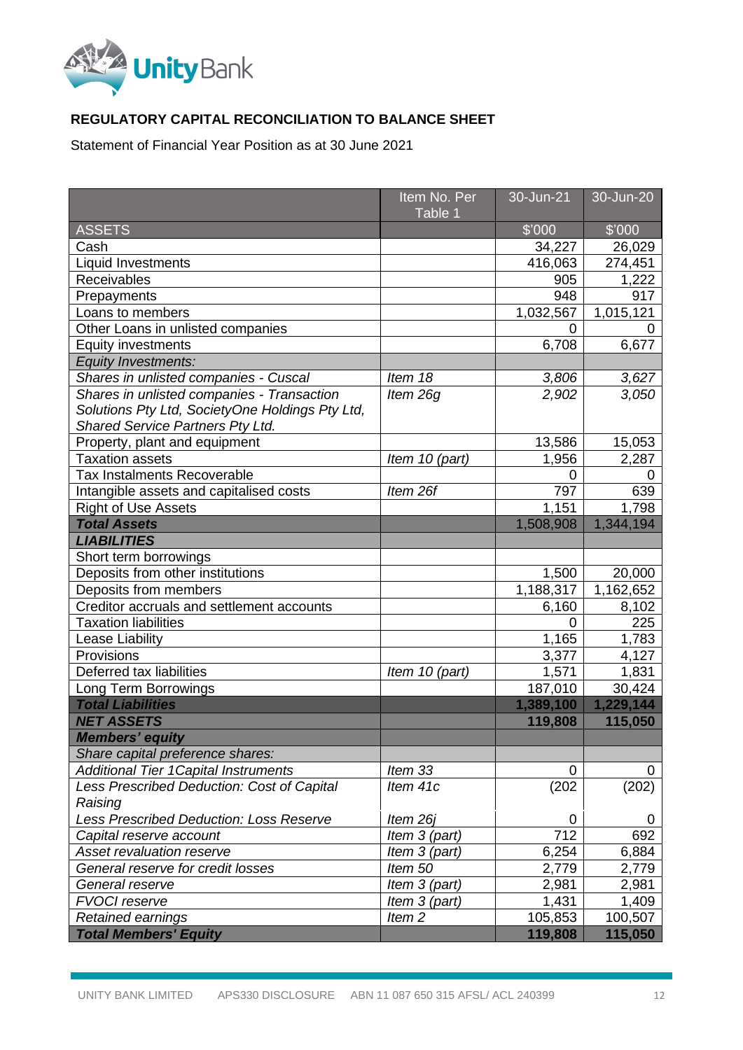## REGULATORY CAPITAL RECONCILIATION TO BALANCE SHEET

Statement of Financial Year Position as at 30 June 2021

| | Item No. Per Table 1 | 30-Jun-21 | 30-Jun-20 |
|---|---|---|---|
| ASSETS | | $'000 | $'000 |
| Cash | | 34,227 | 26,029 |
| Liquid Investments | | 416,063 | 274,451 |
| Receivables | | 905 | 1,222 |
| Prepayments | | 948 | 917 |
| Loans to members | | 1,032,567 | 1,015,121 |
| Other Loans in unlisted companies | | 0 | 0 |
| Equity investments | | 6,708 | 6,677 |
| *Equity Investments:* | | | |
| *Shares in unlisted companies - Cuscal* | *Item 18* | *3,806* | *3,627* |
| *Shares in unlisted companies - Transaction Solutions Pty Ltd, SocietyOne Holdings Pty Ltd, Shared Service Partners Pty Ltd.* | *Item 26g* | *2,902* | *3,050* |
| Property, plant and equipment | | 13,586 | 15,053 |
| Taxation assets | *Item 10 (part)* | 1,956 | 2,287 |
| Tax Instalments Recoverable | | 0 | 0 |
| Intangible assets and capitalised costs | *Item 26f* | 797 | 639 |
| Right of Use Assets | | 1,151 | 1,798 |
| ***Total Assets*** | | 1,508,908 | 1,344,194 |
| ***LIABILITIES*** | | | |
| Short term borrowings | | | |
| Deposits from other institutions | | 1,500 | 20,000 |
| Deposits from members | | 1,188,317 | 1,162,652 |
| Creditor accruals and settlement accounts | | 6,160 | 8,102 |
| Taxation liabilities | | 0 | 225 |
| Lease Liability | | 1,165 | 1,783 |
| Provisions | | 3,377 | 4,127 |
| Deferred tax liabilities | *Item 10 (part)* | 1,571 | 1,831 |
| Long Term Borrowings | | 187,010 | 30,424 |
| ***Total Liabilities*** | | **1,389,100** | **1,229,144** |
| ***NET ASSETS*** | | **119,808** | **115,050** |
| ***Members' equity*** | | | |
| *Share capital preference shares:* | | | |
| *Additional Tier 1Capital Instruments* | *Item 33* | 0 | 0 |
| *Less Prescribed Deduction: Cost of Capital Raising* | *Item 41c* | (202 | (202) |
| *Less Prescribed Deduction: Loss Reserve* | *Item 26j* | 0 | 0 |
| *Capital reserve account* | *Item 3 (part)* | 712 | 692 |
| *Asset revaluation reserve* | *Item 3 (part)* | 6,254 | 6,884 |
| *General reserve for credit losses* | *Item 50* | 2,779 | 2,779 |
| *General reserve* | *Item 3 (part)* | 2,981 | 2,981 |
| *FVOCI reserve* | *Item 3 (part)* | 1,431 | 1,409 |
| *Retained earnings* | *Item 2* | 105,853 | 100,507 |
| ***Total Members' Equity*** | | **119,808** | **115,050** |